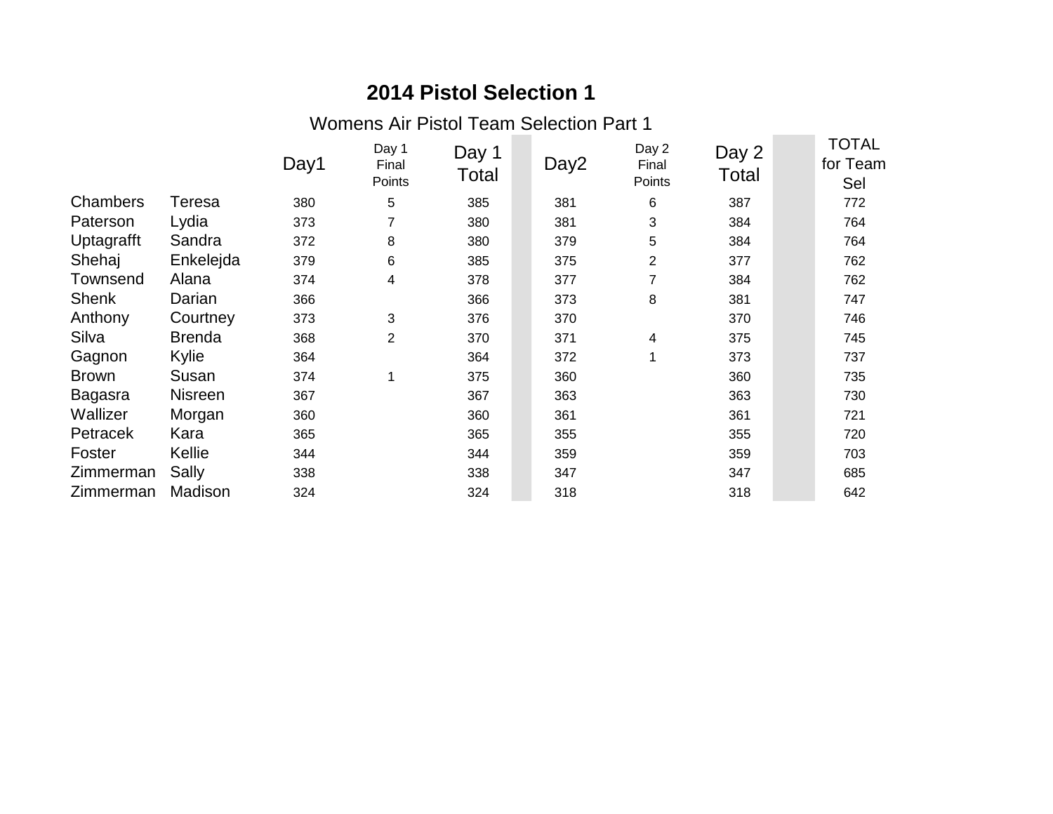# 2014 Pistol Selection 1

## Womens Air Pistol Team Selection Part 1

| | | Day1 | Day 1 Final Points | Day 1 Total | Day2 | Day 2 Final Points | Day 2 Total | TOTAL for Team Sel |
|---|---|---|---|---|---|---|---|---|
| Chambers | Teresa | 380 | 5 | 385 | 381 | 6 | 387 | 772 |
| Paterson | Lydia | 373 | 7 | 380 | 381 | 3 | 384 | 764 |
| Uptagrafft | Sandra | 372 | 8 | 380 | 379 | 5 | 384 | 764 |
| Shehaj | Enkelejda | 379 | 6 | 385 | 375 | 2 | 377 | 762 |
| Townsend | Alana | 374 | 4 | 378 | 377 | 7 | 384 | 762 |
| Shenk | Darian | 366 | | 366 | 373 | 8 | 381 | 747 |
| Anthony | Courtney | 373 | 3 | 376 | 370 | | 370 | 746 |
| Silva | Brenda | 368 | 2 | 370 | 371 | 4 | 375 | 745 |
| Gagnon | Kylie | 364 | | 364 | 372 | 1 | 373 | 737 |
| Brown | Susan | 374 | 1 | 375 | 360 | | 360 | 735 |
| Bagasra | Nisreen | 367 | | 367 | 363 | | 363 | 730 |
| Wallizer | Morgan | 360 | | 360 | 361 | | 361 | 721 |
| Petracek | Kara | 365 | | 365 | 355 | | 355 | 720 |
| Foster | Kellie | 344 | | 344 | 359 | | 359 | 703 |
| Zimmerman | Sally | 338 | | 338 | 347 | | 347 | 685 |
| Zimmerman | Madison | 324 | | 324 | 318 | | 318 | 642 |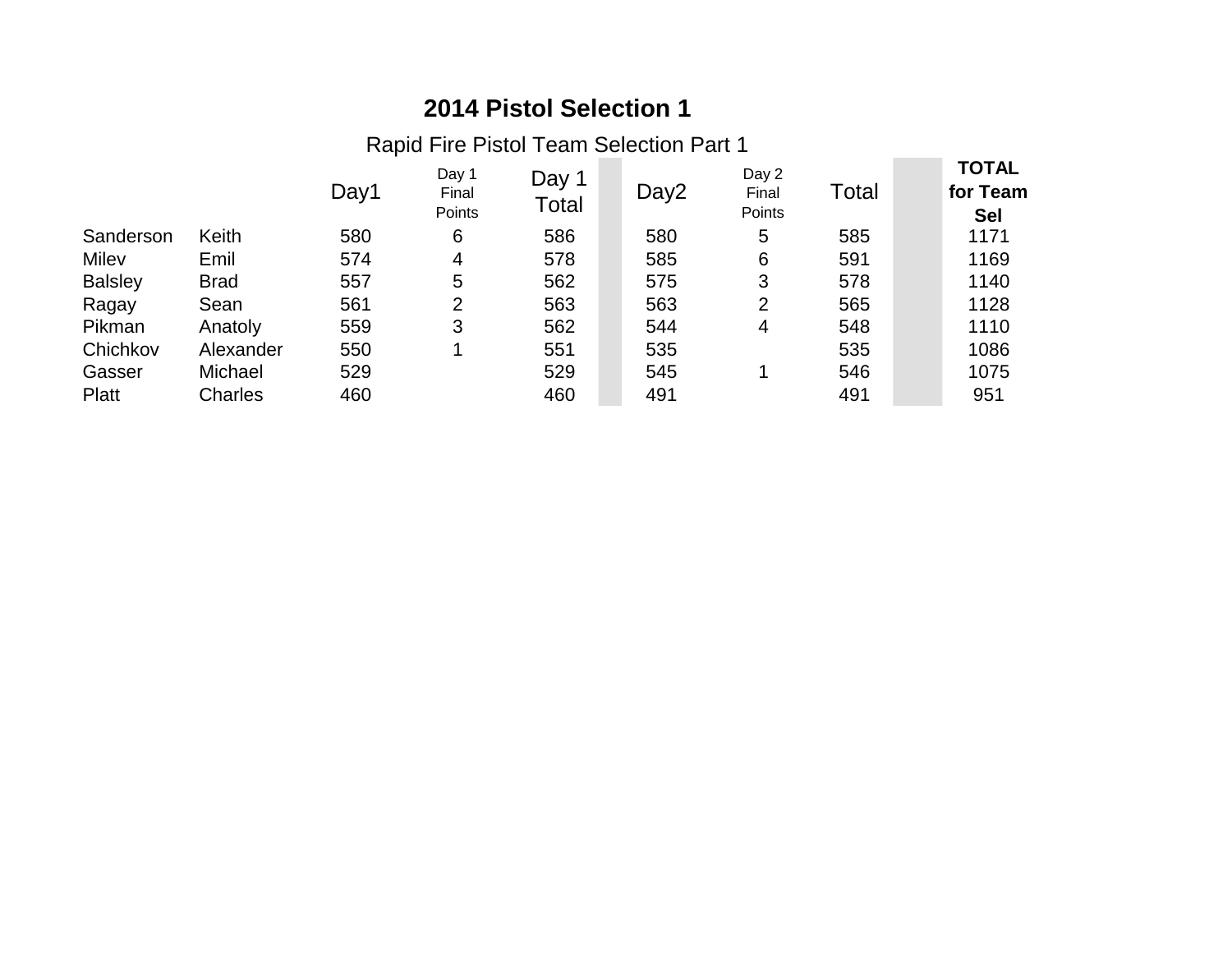# 2014 Pistol Selection 1

## Rapid Fire Pistol Team Selection Part 1

| | | Day1 | Day 1 Final Points | Day 1 Total | | Day2 | Day 2 Final Points | Total | | TOTAL for Team Sel |
|---|---|---|---|---|---|---|---|---|---|---|
| Sanderson | Keith | 580 | 6 | 586 | | 580 | 5 | 585 | | 1171 |
| Milev | Emil | 574 | 4 | 578 | | 585 | 6 | 591 | | 1169 |
| Balsley | Brad | 557 | 5 | 562 | | 575 | 3 | 578 | | 1140 |
| Ragay | Sean | 561 | 2 | 563 | | 563 | 2 | 565 | | 1128 |
| Pikman | Anatoly | 559 | 3 | 562 | | 544 | 4 | 548 | | 1110 |
| Chichkov | Alexander | 550 | 1 | 551 | | 535 | | 535 | | 1086 |
| Gasser | Michael | 529 | | 529 | | 545 | 1 | 546 | | 1075 |
| Platt | Charles | 460 | | 460 | | 491 | | 491 | | 951 |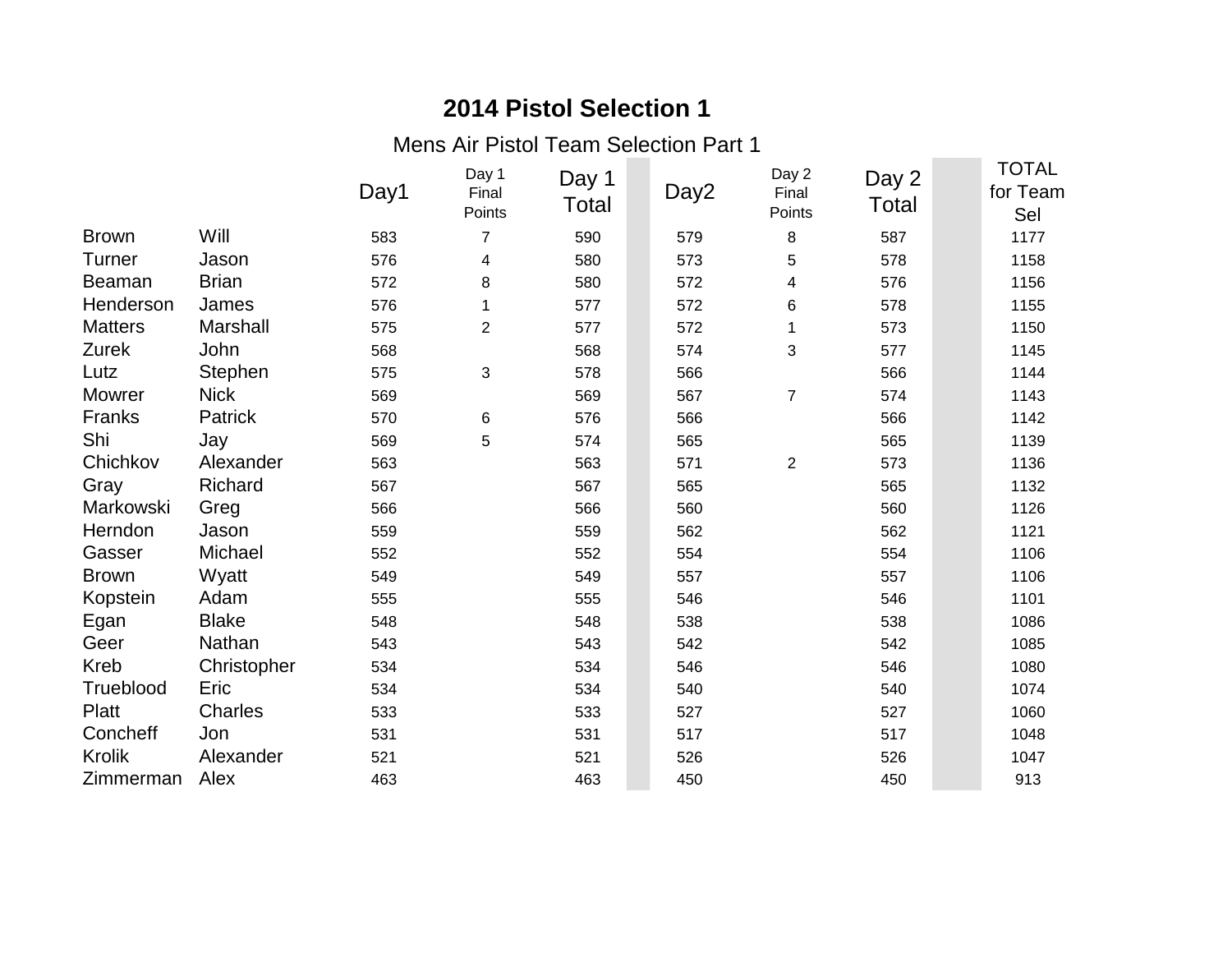# 2014 Pistol Selection 1

Mens Air Pistol Team Selection Part 1

| | | Day1 | Day 1 Final Points | Day 1 Total | Day2 | Day 2 Final Points | Day 2 Total | TOTAL for Team Sel |
|---|---|---|---|---|---|---|---|---|
| Brown | Will | 583 | 7 | 590 | 579 | 8 | 587 | 1177 |
| Turner | Jason | 576 | 4 | 580 | 573 | 5 | 578 | 1158 |
| Beaman | Brian | 572 | 8 | 580 | 572 | 4 | 576 | 1156 |
| Henderson | James | 576 | 1 | 577 | 572 | 6 | 578 | 1155 |
| Matters | Marshall | 575 | 2 | 577 | 572 | 1 | 573 | 1150 |
| Zurek | John | 568 | | 568 | 574 | 3 | 577 | 1145 |
| Lutz | Stephen | 575 | 3 | 578 | 566 | | 566 | 1144 |
| Mowrer | Nick | 569 | | 569 | 567 | 7 | 574 | 1143 |
| Franks | Patrick | 570 | 6 | 576 | 566 | | 566 | 1142 |
| Shi | Jay | 569 | 5 | 574 | 565 | | 565 | 1139 |
| Chichkov | Alexander | 563 | | 563 | 571 | 2 | 573 | 1136 |
| Gray | Richard | 567 | | 567 | 565 | | 565 | 1132 |
| Markowski | Greg | 566 | | 566 | 560 | | 560 | 1126 |
| Herndon | Jason | 559 | | 559 | 562 | | 562 | 1121 |
| Gasser | Michael | 552 | | 552 | 554 | | 554 | 1106 |
| Brown | Wyatt | 549 | | 549 | 557 | | 557 | 1106 |
| Kopstein | Adam | 555 | | 555 | 546 | | 546 | 1101 |
| Egan | Blake | 548 | | 548 | 538 | | 538 | 1086 |
| Geer | Nathan | 543 | | 543 | 542 | | 542 | 1085 |
| Kreb | Christopher | 534 | | 534 | 546 | | 546 | 1080 |
| Trueblood | Eric | 534 | | 534 | 540 | | 540 | 1074 |
| Platt | Charles | 533 | | 533 | 527 | | 527 | 1060 |
| Concheff | Jon | 531 | | 531 | 517 | | 517 | 1048 |
| Krolik | Alexander | 521 | | 521 | 526 | | 526 | 1047 |
| Zimmerman | Alex | 463 | | 463 | 450 | | 450 | 913 |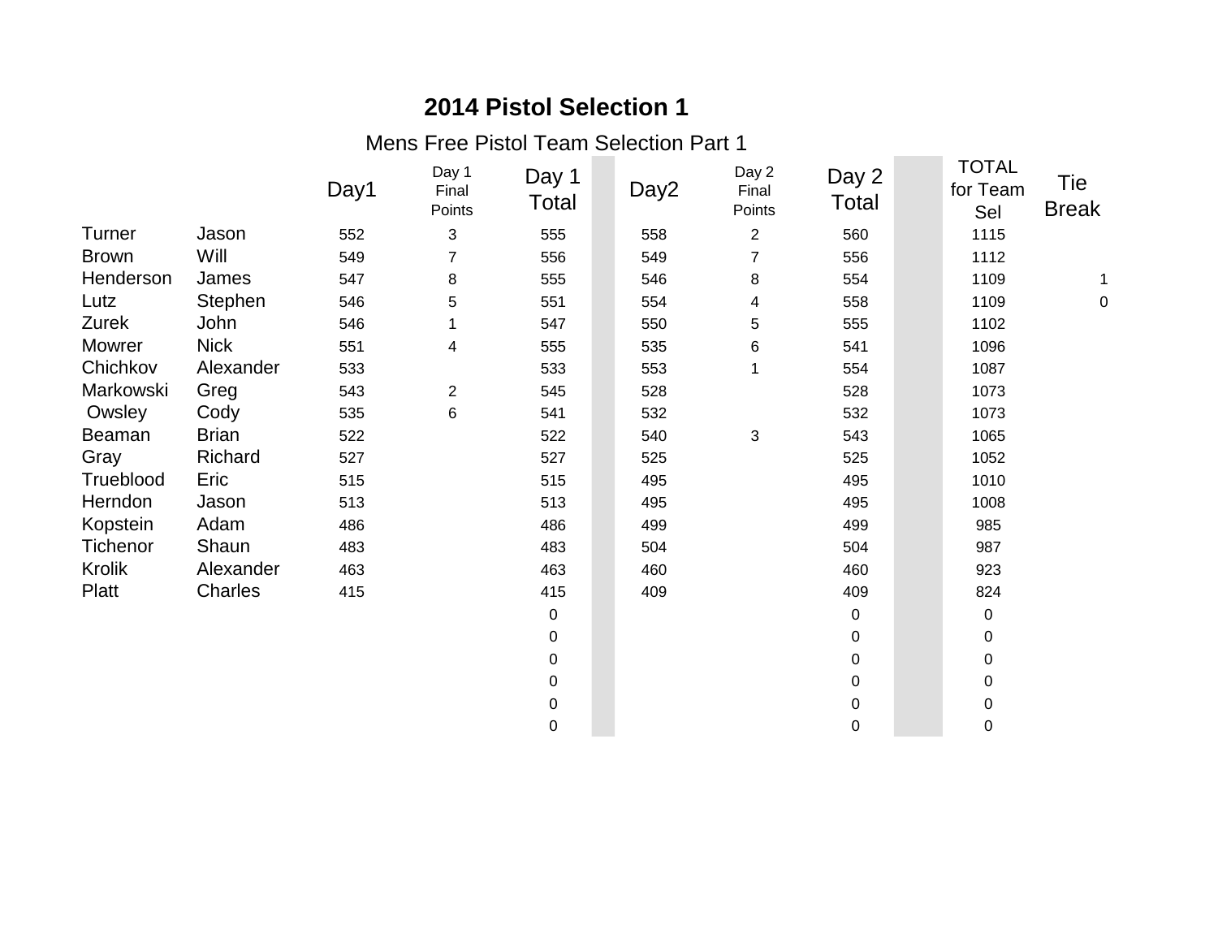# 2014 Pistol Selection 1

## Mens Free Pistol Team Selection Part 1

| | | Day1 | Day 1 Final Points | Day 1 Total | | Day2 | Day 2 Final Points | Day 2 Total | | TOTAL for Team Sel | Tie Break |
|---|---|---|---|---|---|---|---|---|---|---|---|
| Turner | Jason | 552 | 3 | 555 | | 558 | 2 | 560 | | 1115 | |
| Brown | Will | 549 | 7 | 556 | | 549 | 7 | 556 | | 1112 | |
| Henderson | James | 547 | 8 | 555 | | 546 | 8 | 554 | | 1109 | 1 |
| Lutz | Stephen | 546 | 5 | 551 | | 554 | 4 | 558 | | 1109 | 0 |
| Zurek | John | 546 | 1 | 547 | | 550 | 5 | 555 | | 1102 | |
| Mowrer | Nick | 551 | 4 | 555 | | 535 | 6 | 541 | | 1096 | |
| Chichkov | Alexander | 533 | | 533 | | 553 | 1 | 554 | | 1087 | |
| Markowski | Greg | 543 | 2 | 545 | | 528 | | 528 | | 1073 | |
| Owsley | Cody | 535 | 6 | 541 | | 532 | | 532 | | 1073 | |
| Beaman | Brian | 522 | | 522 | | 540 | 3 | 543 | | 1065 | |
| Gray | Richard | 527 | | 527 | | 525 | | 525 | | 1052 | |
| Trueblood | Eric | 515 | | 515 | | 495 | | 495 | | 1010 | |
| Herndon | Jason | 513 | | 513 | | 495 | | 495 | | 1008 | |
| Kopstein | Adam | 486 | | 486 | | 499 | | 499 | | 985 | |
| Tichenor | Shaun | 483 | | 483 | | 504 | | 504 | | 987 | |
| Krolik | Alexander | 463 | | 463 | | 460 | | 460 | | 923 | |
| Platt | Charles | 415 | | 415 | | 409 | | 409 | | 824 | |
| | | | | 0 | | | | 0 | | 0 | |
| | | | | 0 | | | | 0 | | 0 | |
| | | | | 0 | | | | 0 | | 0 | |
| | | | | 0 | | | | 0 | | 0 | |
| | | | | 0 | | | | 0 | | 0 | |
| | | | | 0 | | | | 0 | | 0 | |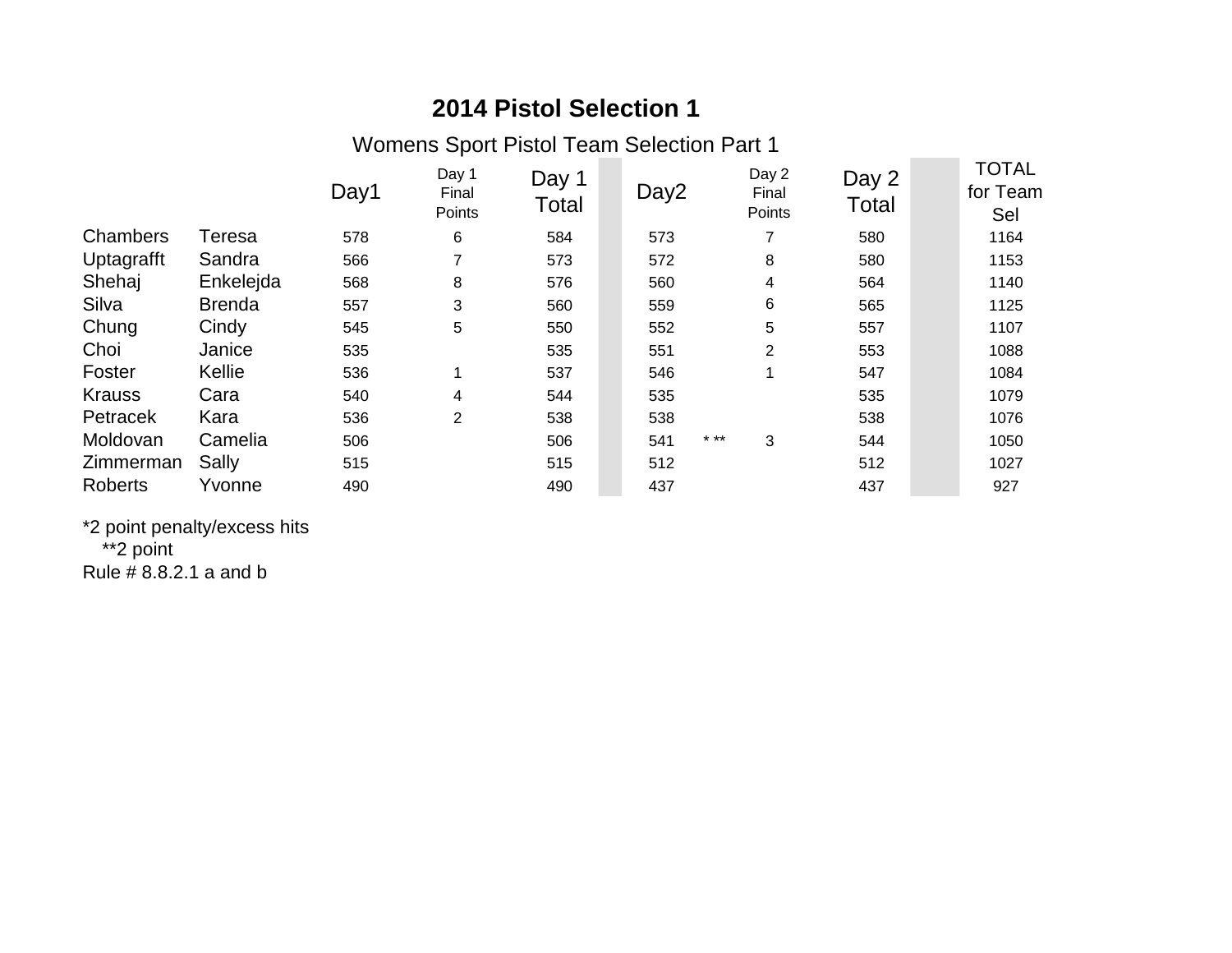# 2014 Pistol Selection 1

## Womens Sport Pistol Team Selection Part 1

| | | Day1 | Day 1 Final Points | Day 1 Total | | Day2 | | Day 2 Final Points | Day 2 Total | | TOTAL for Team Sel |
|---|---|---|---|---|---|---|---|---|---|---|---|
| Chambers | Teresa | 578 | 6 | 584 | | 573 | | 7 | 580 | | 1164 |
| Uptagrafft | Sandra | 566 | 7 | 573 | | 572 | | 8 | 580 | | 1153 |
| Shehaj | Enkelejda | 568 | 8 | 576 | | 560 | | 4 | 564 | | 1140 |
| Silva | Brenda | 557 | 3 | 560 | | 559 | | 6 | 565 | | 1125 |
| Chung | Cindy | 545 | 5 | 550 | | 552 | | 5 | 557 | | 1107 |
| Choi | Janice | 535 | | 535 | | 551 | | 2 | 553 | | 1088 |
| Foster | Kellie | 536 | 1 | 537 | | 546 | | 1 | 547 | | 1084 |
| Krauss | Cara | 540 | 4 | 544 | | 535 | | | 535 | | 1079 |
| Petracek | Kara | 536 | 2 | 538 | | 538 | | | 538 | | 1076 |
| Moldovan | Camelia | 506 | | 506 | | 541 | * ** | 3 | 544 | | 1050 |
| Zimmerman | Sally | 515 | | 515 | | 512 | | | 512 | | 1027 |
| Roberts | Yvonne | 490 | | 490 | | 437 | | | 437 | | 927 |

*2 point penalty/excess hits
**2 point
Rule # 8.8.2.1 a and b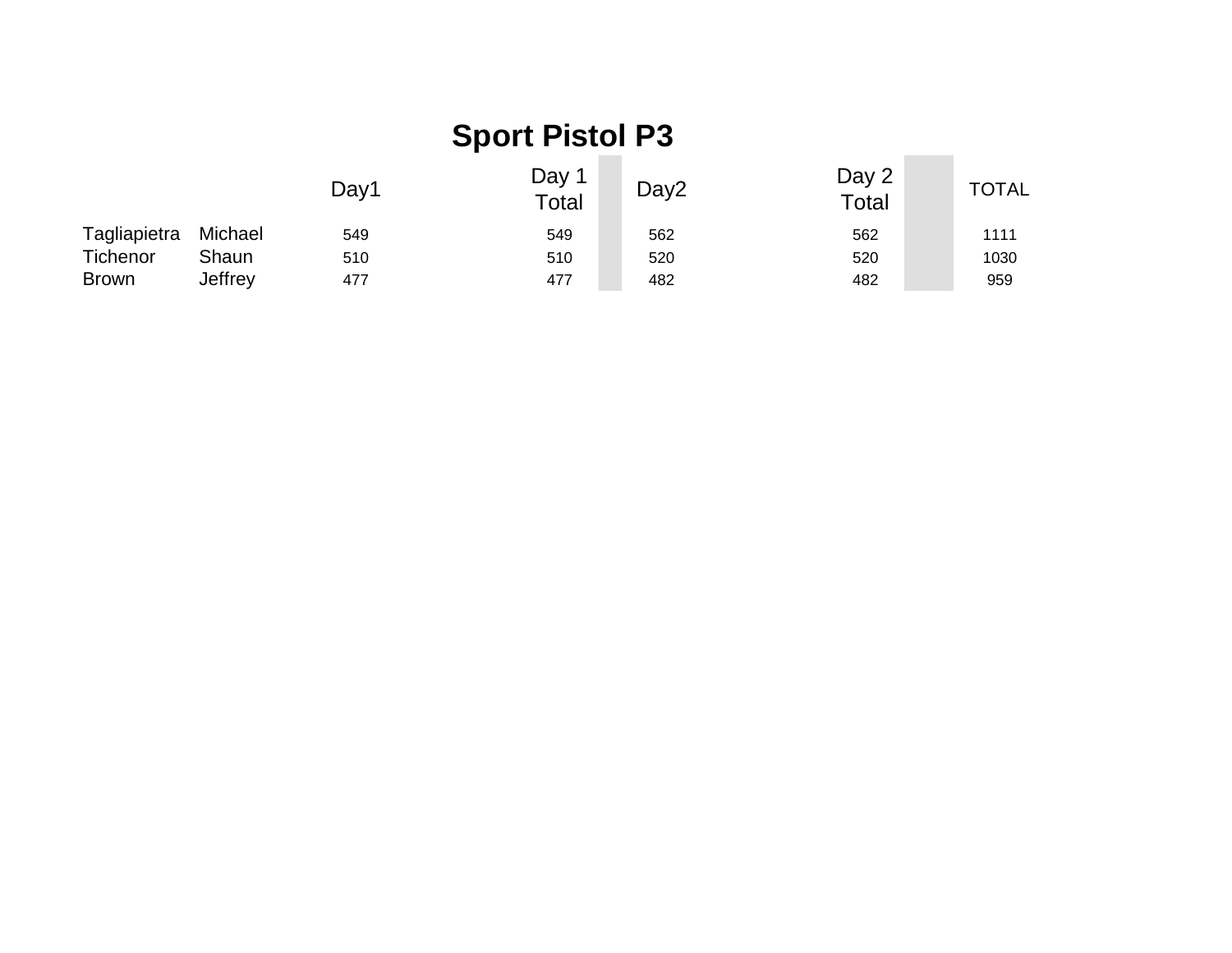# Sport Pistol P3

| | | Day1 | Day 1 Total | | Day2 | Day 2 Total | | TOTAL |
|---|---|---|---|---|---|---|---|---|
| Tagliapietra | Michael | 549 | 549 | | 562 | 562 | | 1111 |
| Tichenor | Shaun | 510 | 510 | | 520 | 520 | | 1030 |
| Brown | Jeffrey | 477 | 477 | | 482 | 482 | | 959 |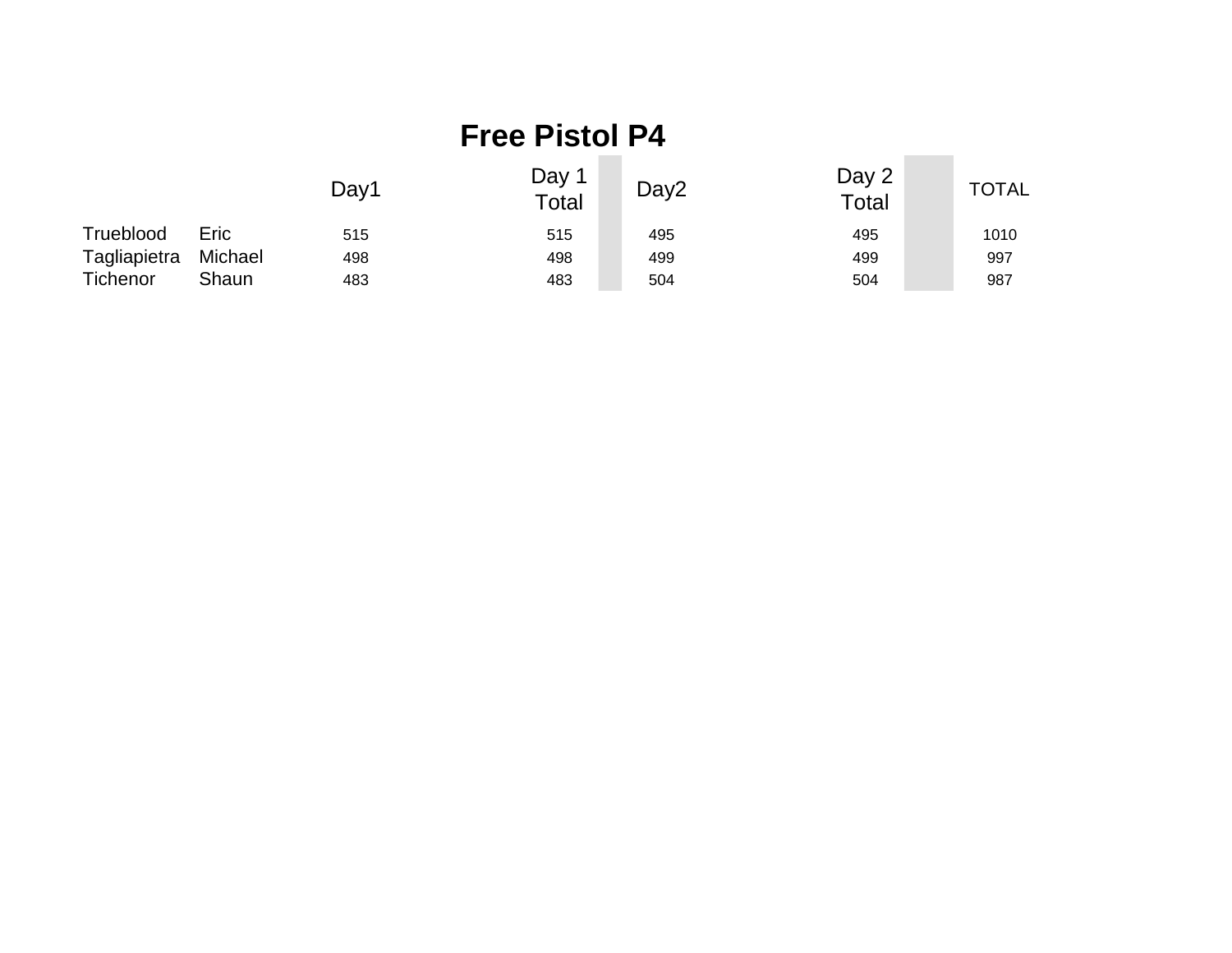# Free Pistol P4

| | | Day1 | Day 1 Total | | Day2 | Day 2 Total | | TOTAL |
|---|---|---|---|---|---|---|---|---|
| Trueblood | Eric | 515 | 515 | | 495 | 495 | | 1010 |
| Tagliapietra | Michael | 498 | 498 | | 499 | 499 | | 997 |
| Tichenor | Shaun | 483 | 483 | | 504 | 504 | | 987 |